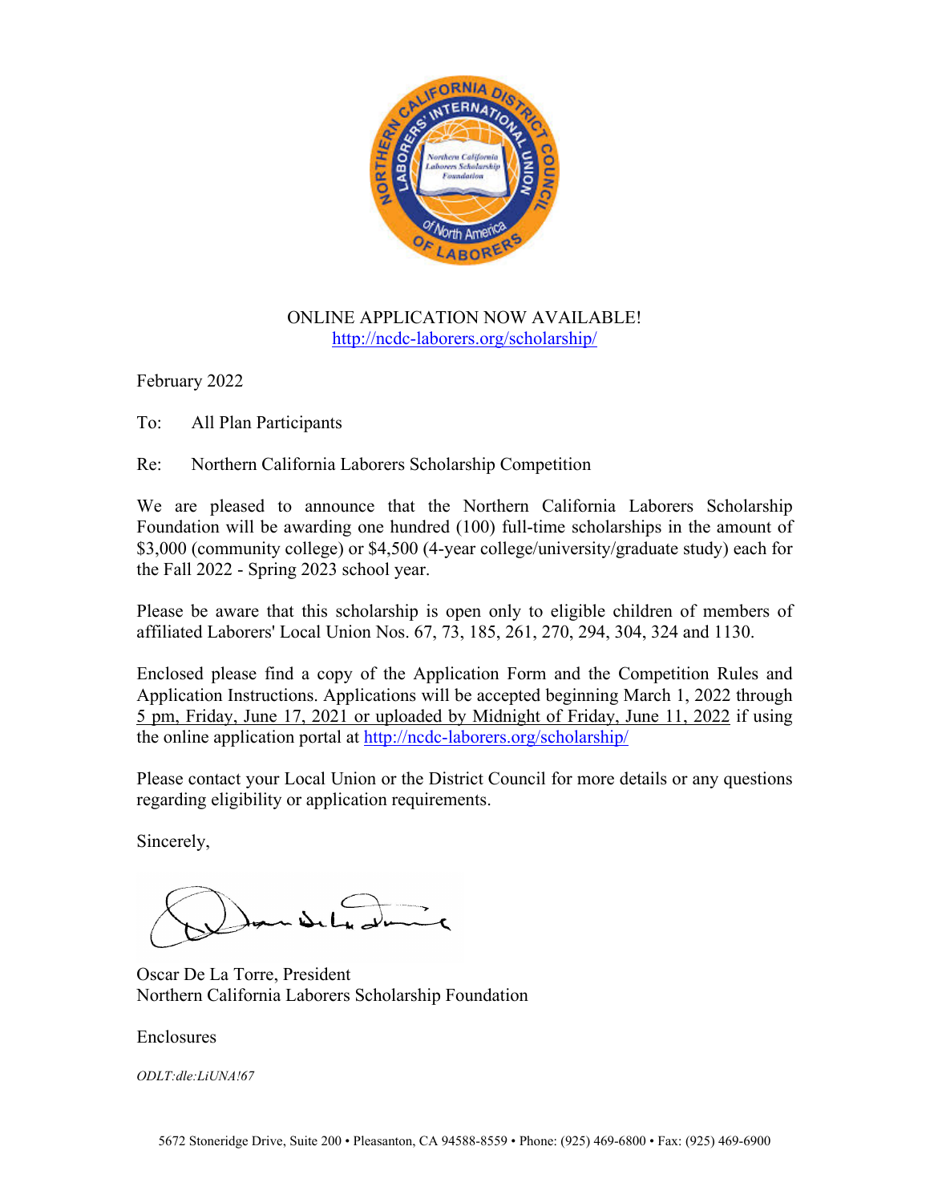ONLINE APPLICATION NOW AVAILABLE!
[http://ncdc-laborers.org/scholarship/](http://ncdc-laborers.org/scholarship/)

February 2022

To: All Plan Participants

Re: Northern California Laborers Scholarship Competition

We are pleased to announce that the Northern California Laborers Scholarship Foundation will be awarding one hundred (100) full-time scholarships in the amount of $3,000 (community college) or $4,500 (4-year college/university/graduate study) each for the Fall 2022 - Spring 2023 school year.

Please be aware that this scholarship is open only to eligible children of members of affiliated Laborers' Local Union Nos. 67, 73, 185, 261, 270, 294, 304, 324 and 1130.

Enclosed please find a copy of the Application Form and the Competition Rules and Application Instructions. Applications will be accepted beginning March 1, 2022 through 5 pm, Friday, June 17, 2021 or uploaded by Midnight of Friday, June 11, 2022 if using the online application portal at [http://ncdc-laborers.org/scholarship/](http://ncdc-laborers.org/scholarship/)

Please contact your Local Union or the District Council for more details or any questions regarding eligibility or application requirements.

Sincerely,

Oscar De La Torre, President
Northern California Laborers Scholarship Foundation

Enclosures

*ODLT:dle:LiUNA!67*

5672 Stoneridge Drive, Suite 200 • Pleasanton, CA 94588-8559 • Phone: (925) 469-6800 • Fax: (925) 469-6900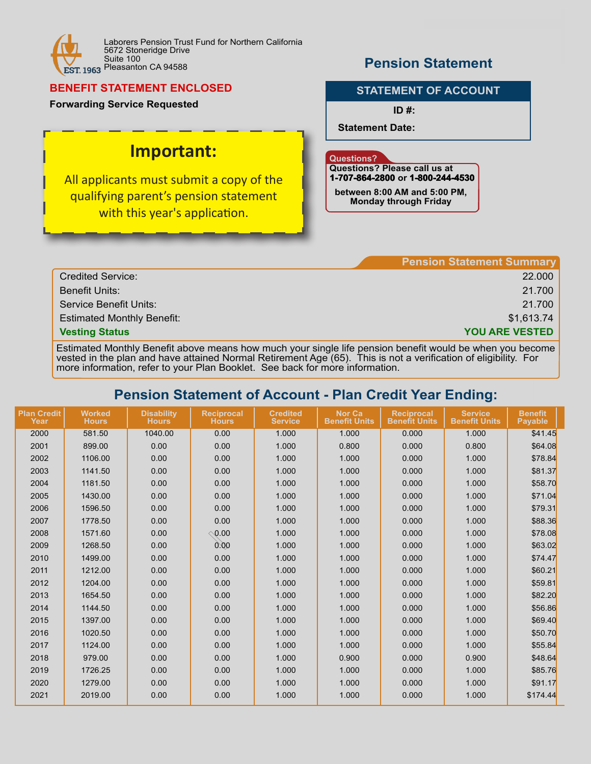Laborers Pension Trust Fund for Northern California
5672 Stoneridge Drive
Suite 100
Pleasanton CA 94588

EST. 1963

# Pension Statement

**BENEFIT STATEMENT ENCLOSED**

**Forwarding Service Requested**

## STATEMENT OF ACCOUNT

**ID #:**

**Statement Date:**

**Important:**

All applicants must submit a copy of the qualifying parent's pension statement with this year's application.

**Questions?**

**Questions? Please call us at 1-707-864-2800 or 1-800-244-4530**

**between 8:00 AM and 5:00 PM, Monday through Friday**

## Pension Statement Summary

| | |
|---|---|
| Credited Service: | 22.000 |
| Benefit Units: | 21.700 |
| Service Benefit Units: | 21.700 |
| Estimated Monthly Benefit: | $1,613.74 |
| **Vesting Status** | **YOU ARE VESTED** |

Estimated Monthly Benefit above means how much your single life pension benefit would be when you become vested in the plan and have attained Normal Retirement Age (65). This is not a verification of eligibility. For more information, refer to your Plan Booklet. See back for more information.

## Pension Statement of Account - Plan Credit Year Ending:

| Plan Credit Year | Worked Hours | Disability Hours | Reciprocal Hours | Credited Service | Nor Ca Benefit Units | Reciprocal Benefit Units | Service Benefit Units | Benefit Payable |
|---|---|---|---|---|---|---|---|---|
| 2000 | 581.50 | 1040.00 | 0.00 | 1.000 | 1.000 | 0.000 | 1.000 | $41.45 |
| 2001 | 899.00 | 0.00 | 0.00 | 1.000 | 0.800 | 0.000 | 0.800 | $64.08 |
| 2002 | 1106.00 | 0.00 | 0.00 | 1.000 | 1.000 | 0.000 | 1.000 | $78.84 |
| 2003 | 1141.50 | 0.00 | 0.00 | 1.000 | 1.000 | 0.000 | 1.000 | $81.37 |
| 2004 | 1181.50 | 0.00 | 0.00 | 1.000 | 1.000 | 0.000 | 1.000 | $58.70 |
| 2005 | 1430.00 | 0.00 | 0.00 | 1.000 | 1.000 | 0.000 | 1.000 | $71.04 |
| 2006 | 1596.50 | 0.00 | 0.00 | 1.000 | 1.000 | 0.000 | 1.000 | $79.31 |
| 2007 | 1778.50 | 0.00 | 0.00 | 1.000 | 1.000 | 0.000 | 1.000 | $88.36 |
| 2008 | 1571.60 | 0.00 | 0.00 | 1.000 | 1.000 | 0.000 | 1.000 | $78.08 |
| 2009 | 1268.50 | 0.00 | 0.00 | 1.000 | 1.000 | 0.000 | 1.000 | $63.02 |
| 2010 | 1499.00 | 0.00 | 0.00 | 1.000 | 1.000 | 0.000 | 1.000 | $74.47 |
| 2011 | 1212.00 | 0.00 | 0.00 | 1.000 | 1.000 | 0.000 | 1.000 | $60.21 |
| 2012 | 1204.00 | 0.00 | 0.00 | 1.000 | 1.000 | 0.000 | 1.000 | $59.81 |
| 2013 | 1654.50 | 0.00 | 0.00 | 1.000 | 1.000 | 0.000 | 1.000 | $82.20 |
| 2014 | 1144.50 | 0.00 | 0.00 | 1.000 | 1.000 | 0.000 | 1.000 | $56.86 |
| 2015 | 1397.00 | 0.00 | 0.00 | 1.000 | 1.000 | 0.000 | 1.000 | $69.40 |
| 2016 | 1020.50 | 0.00 | 0.00 | 1.000 | 1.000 | 0.000 | 1.000 | $50.70 |
| 2017 | 1124.00 | 0.00 | 0.00 | 1.000 | 1.000 | 0.000 | 1.000 | $55.84 |
| 2018 | 979.00 | 0.00 | 0.00 | 1.000 | 0.900 | 0.000 | 0.900 | $48.64 |
| 2019 | 1726.25 | 0.00 | 0.00 | 1.000 | 1.000 | 0.000 | 1.000 | $85.76 |
| 2020 | 1279.00 | 0.00 | 0.00 | 1.000 | 1.000 | 0.000 | 1.000 | $91.17 |
| 2021 | 2019.00 | 0.00 | 0.00 | 1.000 | 1.000 | 0.000 | 1.000 | $174.44 |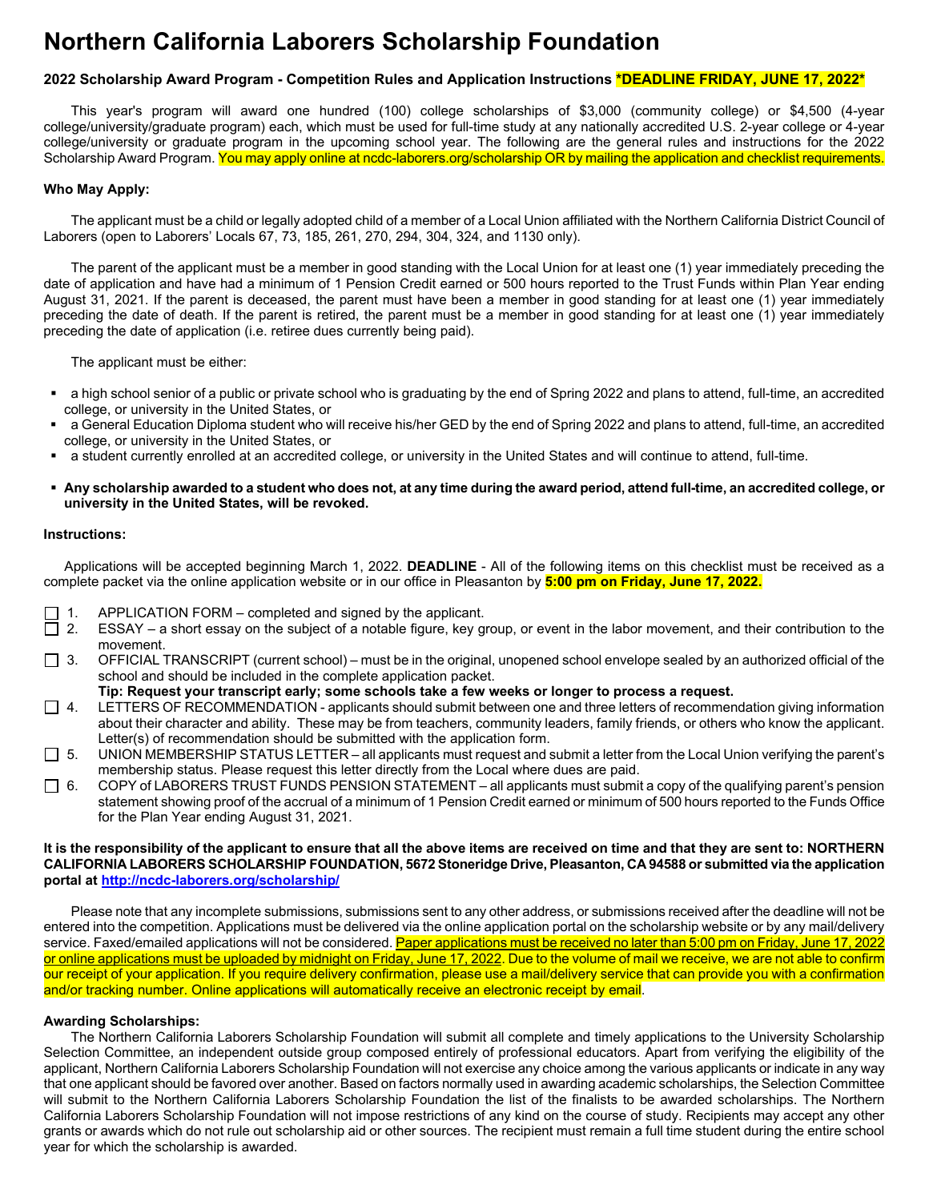# Northern California Laborers Scholarship Foundation

**2022 Scholarship Award Program - Competition Rules and Application Instructions *DEADLINE FRIDAY, JUNE 17, 2022***

This year's program will award one hundred (100) college scholarships of $3,000 (community college) or $4,500 (4-year college/university/graduate program) each, which must be used for full-time study at any nationally accredited U.S. 2-year college or 4-year college/university or graduate program in the upcoming school year. The following are the general rules and instructions for the 2022 Scholarship Award Program. You may apply online at ncdc-laborers.org/scholarship OR by mailing the application and checklist requirements.

**Who May Apply:**

The applicant must be a child or legally adopted child of a member of a Local Union affiliated with the Northern California District Council of Laborers (open to Laborers' Locals 67, 73, 185, 261, 270, 294, 304, 324, and 1130 only).

The parent of the applicant must be a member in good standing with the Local Union for at least one (1) year immediately preceding the date of application and have had a minimum of 1 Pension Credit earned or 500 hours reported to the Trust Funds within Plan Year ending August 31, 2021. If the parent is deceased, the parent must have been a member in good standing for at least one (1) year immediately preceding the date of death. If the parent is retired, the parent must be a member in good standing for at least one (1) year immediately preceding the date of application (i.e. retiree dues currently being paid).

The applicant must be either:

- a high school senior of a public or private school who is graduating by the end of Spring 2022 and plans to attend, full-time, an accredited college, or university in the United States, or
- a General Education Diploma student who will receive his/her GED by the end of Spring 2022 and plans to attend, full-time, an accredited college, or university in the United States, or
- a student currently enrolled at an accredited college, or university in the United States and will continue to attend, full-time.

- **Any scholarship awarded to a student who does not, at any time during the award period, attend full-time, an accredited college, or university in the United States, will be revoked.**

**Instructions:**

Applications will be accepted beginning March 1, 2022. **DEADLINE** - All of the following items on this checklist must be received as a complete packet via the online application website or in our office in Pleasanton by **5:00 pm on Friday, June 17, 2022.**

- ☐ 1. APPLICATION FORM – completed and signed by the applicant.
- ☐ 2. ESSAY – a short essay on the subject of a notable figure, key group, or event in the labor movement, and their contribution to the movement.
- ☐ 3. OFFICIAL TRANSCRIPT (current school) – must be in the original, unopened school envelope sealed by an authorized official of the school and should be included in the complete application packet.
  **Tip: Request your transcript early; some schools take a few weeks or longer to process a request.**
- ☐ 4. LETTERS OF RECOMMENDATION - applicants should submit between one and three letters of recommendation giving information about their character and ability. These may be from teachers, community leaders, family friends, or others who know the applicant. Letter(s) of recommendation should be submitted with the application form.
- ☐ 5. UNION MEMBERSHIP STATUS LETTER – all applicants must request and submit a letter from the Local Union verifying the parent's membership status. Please request this letter directly from the Local where dues are paid.
- ☐ 6. COPY of LABORERS TRUST FUNDS PENSION STATEMENT – all applicants must submit a copy of the qualifying parent's pension statement showing proof of the accrual of a minimum of 1 Pension Credit earned or minimum of 500 hours reported to the Funds Office for the Plan Year ending August 31, 2021.

**It is the responsibility of the applicant to ensure that all the above items are received on time and that they are sent to: NORTHERN CALIFORNIA LABORERS SCHOLARSHIP FOUNDATION, 5672 Stoneridge Drive, Pleasanton, CA 94588 or submitted via the application portal at http://ncdc-laborers.org/scholarship/**

Please note that any incomplete submissions, submissions sent to any other address, or submissions received after the deadline will not be entered into the competition. Applications must be delivered via the online application portal on the scholarship website or by any mail/delivery service. Faxed/emailed applications will not be considered. Paper applications must be received no later than 5:00 pm on Friday, June 17, 2022 or online applications must be uploaded by midnight on Friday, June 17, 2022. Due to the volume of mail we receive, we are not able to confirm our receipt of your application. If you require delivery confirmation, please use a mail/delivery service that can provide you with a confirmation and/or tracking number. Online applications will automatically receive an electronic receipt by email.

**Awarding Scholarships:**

The Northern California Laborers Scholarship Foundation will submit all complete and timely applications to the University Scholarship Selection Committee, an independent outside group composed entirely of professional educators. Apart from verifying the eligibility of the applicant, Northern California Laborers Scholarship Foundation will not exercise any choice among the various applicants or indicate in any way that one applicant should be favored over another. Based on factors normally used in awarding academic scholarships, the Selection Committee will submit to the Northern California Laborers Scholarship Foundation the list of the finalists to be awarded scholarships. The Northern California Laborers Scholarship Foundation will not impose restrictions of any kind on the course of study. Recipients may accept any other grants or awards which do not rule out scholarship aid or other sources. The recipient must remain a full time student during the entire school year for which the scholarship is awarded.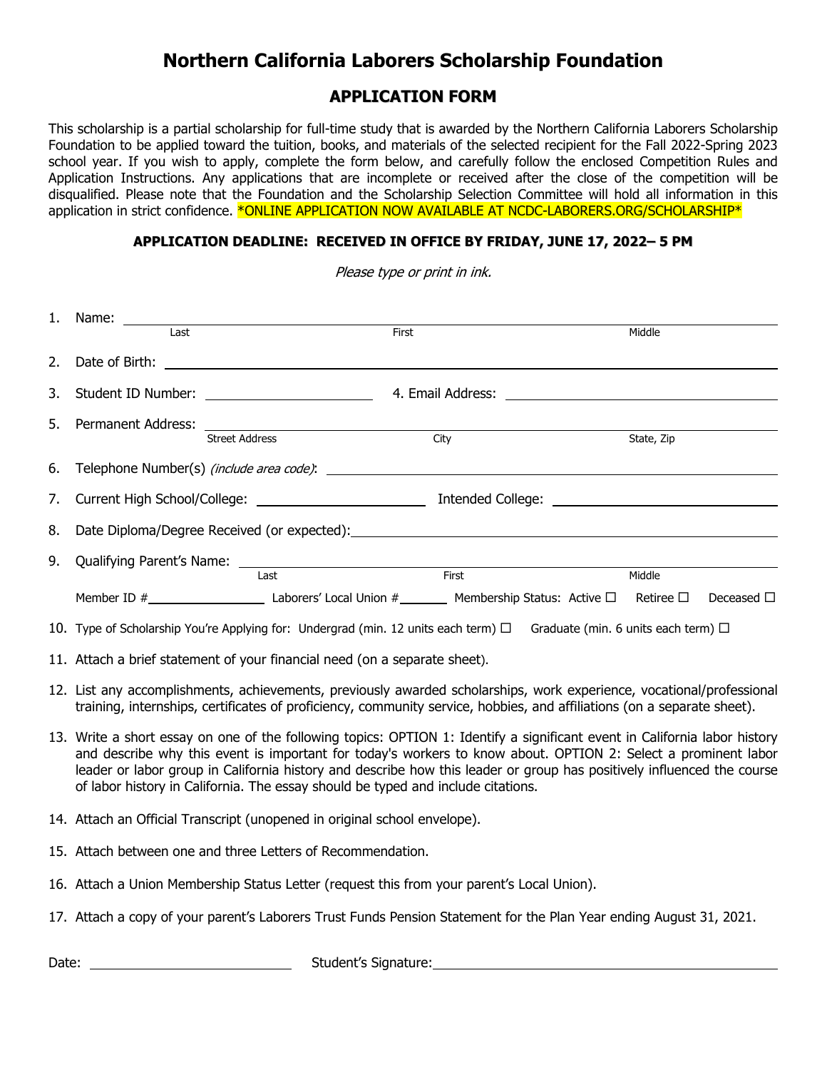# Northern California Laborers Scholarship Foundation

## APPLICATION FORM

This scholarship is a partial scholarship for full-time study that is awarded by the Northern California Laborers Scholarship Foundation to be applied toward the tuition, books, and materials of the selected recipient for the Fall 2022-Spring 2023 school year. If you wish to apply, complete the form below, and carefully follow the enclosed Competition Rules and Application Instructions. Any applications that are incomplete or received after the close of the competition will be disqualified. Please note that the Foundation and the Scholarship Selection Committee will hold all information in this application in strict confidence. *ONLINE APPLICATION NOW AVAILABLE AT NCDC-LABORERS.ORG/SCHOLARSHIP*

**APPLICATION DEADLINE: RECEIVED IN OFFICE BY FRIDAY, JUNE 17, 2022– 5 PM**

*Please type or print in ink.*

1. Name: ______________________________________________
   Last First Middle
2. Date of Birth: ______________________________________________
3. Student ID Number: ____________________ 4. Email Address: ____________________
5. Permanent Address: ______________________________________________
   Street Address City State, Zip
6. Telephone Number(s) *(include area code)*: ______________________________________________
7. Current High School/College: ____________________ Intended College: ____________________
8. Date Diploma/Degree Received (or expected): ______________________________________________
9. Qualifying Parent's Name: ______________________________________________
   Last First Middle

   Member ID #________________ Laborers' Local Union #_______ Membership Status: Active ☐ Retiree ☐ Deceased ☐
10. Type of Scholarship You're Applying for: Undergrad (min. 12 units each term) ☐ Graduate (min. 6 units each term) ☐
11. Attach a brief statement of your financial need (on a separate sheet).
12. List any accomplishments, achievements, previously awarded scholarships, work experience, vocational/professional training, internships, certificates of proficiency, community service, hobbies, and affiliations (on a separate sheet).
13. Write a short essay on one of the following topics: OPTION 1: Identify a significant event in California labor history and describe why this event is important for today's workers to know about. OPTION 2: Select a prominent labor leader or labor group in California history and describe how this leader or group has positively influenced the course of labor history in California. The essay should be typed and include citations.
14. Attach an Official Transcript (unopened in original school envelope).
15. Attach between one and three Letters of Recommendation.
16. Attach a Union Membership Status Letter (request this from your parent's Local Union).
17. Attach a copy of your parent's Laborers Trust Funds Pension Statement for the Plan Year ending August 31, 2021.

Date: ____________________ Student's Signature: ______________________________